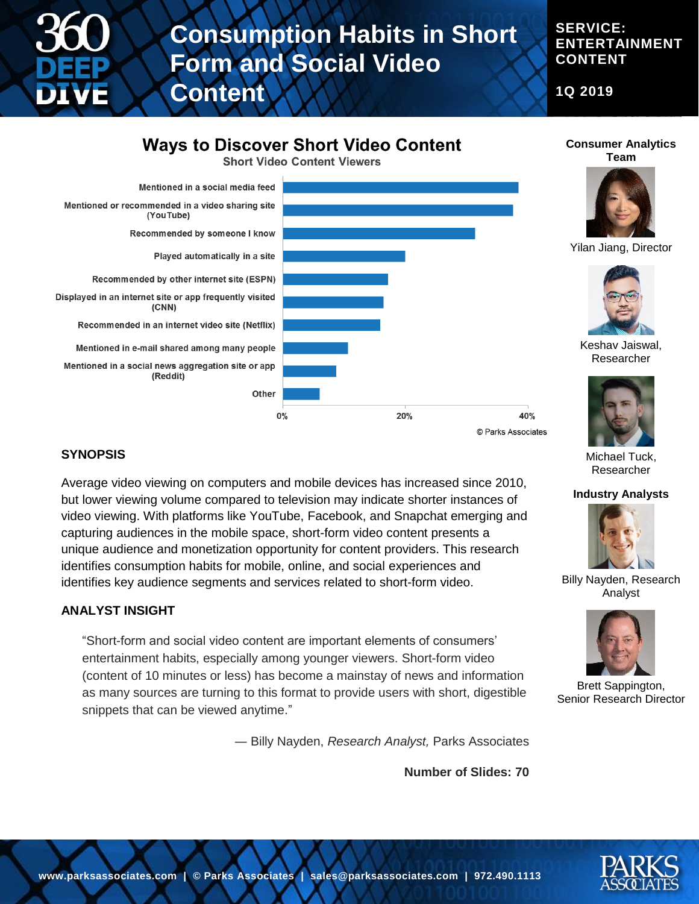# Consumption Habits in Short Form and Social Video Content

**SERVICE: ENTERTAINMENT CONTENT**

**1Q 2019**

## Ways to Discover Short Video Content

Short Video Content Viewers

- Mentioned in a social media feed
- Mentioned or recommended in a video sharing site (YouTube)
- Recommended by someone I know
- Played automatically in a site
- Recommended by other internet site (ESPN)
- Displayed in an internet site or app frequently visited (CNN)
- Recommended in an internet video site (Netflix)
- Mentioned in e-mail shared among many people
- Mentioned in a social news aggregation site or app (Reddit)
- Other

0% | 20% | 40%

© Parks Associates

### SYNOPSIS

Average video viewing on computers and mobile devices has increased since 2010, but lower viewing volume compared to television may indicate shorter instances of video viewing. With platforms like YouTube, Facebook, and Snapchat emerging and capturing audiences in the mobile space, short-form video content presents a unique audience and monetization opportunity for content providers. This research identifies consumption habits for mobile, online, and social experiences and identifies key audience segments and services related to short-form video.

### ANALYST INSIGHT

"Short-form and social video content are important elements of consumers' entertainment habits, especially among younger viewers. Short-form video (content of 10 minutes or less) has become a mainstay of news and information as many sources are turning to this format to provide users with short, digestible snippets that can be viewed anytime."

— Billy Nayden, *Research Analyst,* Parks Associates

**Number of Slides: 70**

**Consumer Analytics Team**

Yilan Jiang, Director

Keshav Jaiswal, Researcher

Michael Tuck, Researcher

**Industry Analysts**

Billy Nayden, Research Analyst

Brett Sappington, Senior Research Director

**www.parksassociates.com | © Parks Associates | sales@parksassociates.com | 972.490.1113**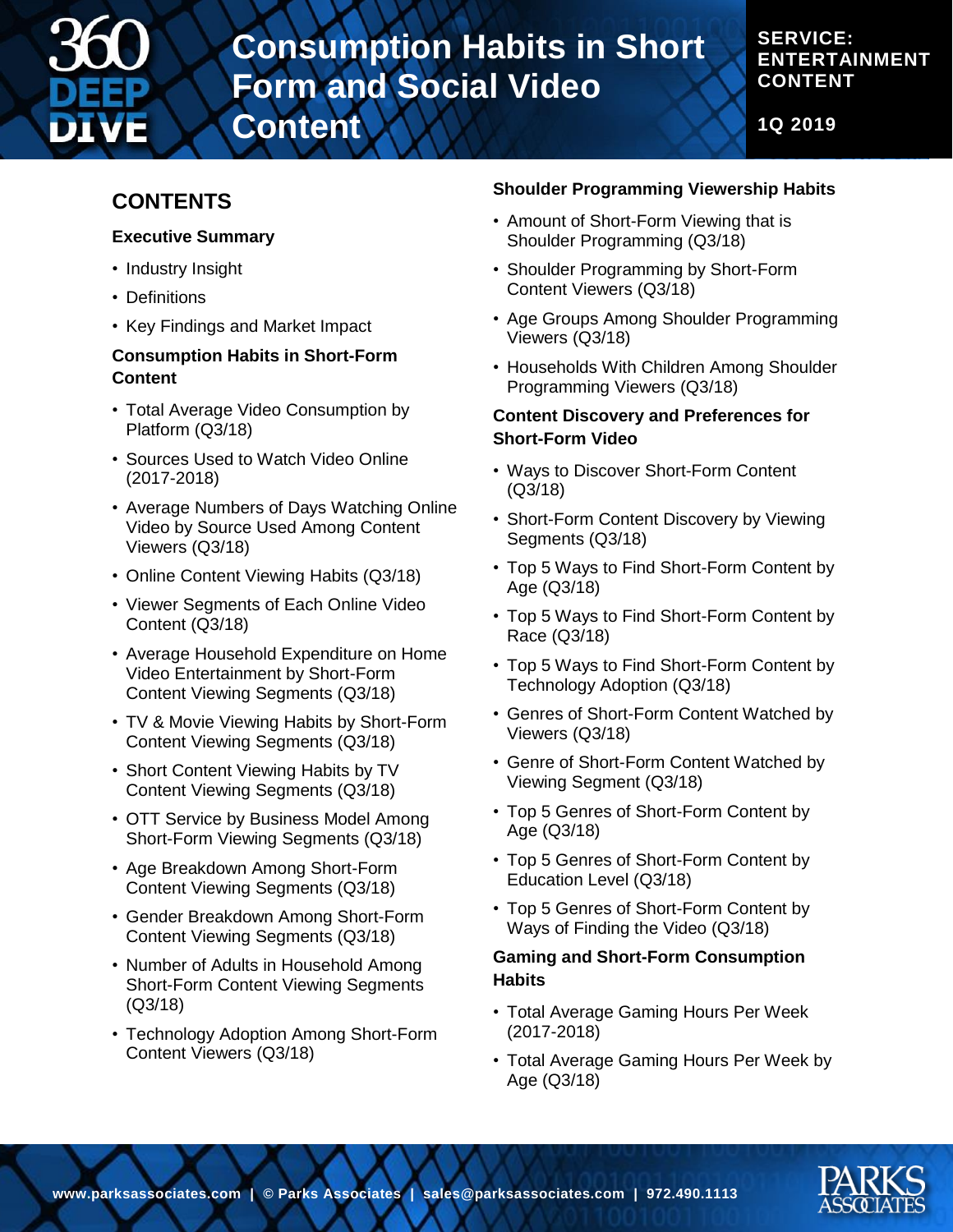# Consumption Habits in Short Form and Social Video Content

**SERVICE: ENTERTAINMENT CONTENT**

**1Q 2019**

## CONTENTS

### Executive Summary

- Industry Insight
- Definitions
- Key Findings and Market Impact

### Consumption Habits in Short-Form Content

- Total Average Video Consumption by Platform (Q3/18)
- Sources Used to Watch Video Online (2017-2018)
- Average Numbers of Days Watching Online Video by Source Used Among Content Viewers (Q3/18)
- Online Content Viewing Habits (Q3/18)
- Viewer Segments of Each Online Video Content (Q3/18)
- Average Household Expenditure on Home Video Entertainment by Short-Form Content Viewing Segments (Q3/18)
- TV & Movie Viewing Habits by Short-Form Content Viewing Segments (Q3/18)
- Short Content Viewing Habits by TV Content Viewing Segments (Q3/18)
- OTT Service by Business Model Among Short-Form Viewing Segments (Q3/18)
- Age Breakdown Among Short-Form Content Viewing Segments (Q3/18)
- Gender Breakdown Among Short-Form Content Viewing Segments (Q3/18)
- Number of Adults in Household Among Short-Form Content Viewing Segments (Q3/18)
- Technology Adoption Among Short-Form Content Viewers (Q3/18)

### Shoulder Programming Viewership Habits

- Amount of Short-Form Viewing that is Shoulder Programming (Q3/18)
- Shoulder Programming by Short-Form Content Viewers (Q3/18)
- Age Groups Among Shoulder Programming Viewers (Q3/18)
- Households With Children Among Shoulder Programming Viewers (Q3/18)

### Content Discovery and Preferences for Short-Form Video

- Ways to Discover Short-Form Content (Q3/18)
- Short-Form Content Discovery by Viewing Segments (Q3/18)
- Top 5 Ways to Find Short-Form Content by Age (Q3/18)
- Top 5 Ways to Find Short-Form Content by Race (Q3/18)
- Top 5 Ways to Find Short-Form Content by Technology Adoption (Q3/18)
- Genres of Short-Form Content Watched by Viewers (Q3/18)
- Genre of Short-Form Content Watched by Viewing Segment (Q3/18)
- Top 5 Genres of Short-Form Content by Age (Q3/18)
- Top 5 Genres of Short-Form Content by Education Level (Q3/18)
- Top 5 Genres of Short-Form Content by Ways of Finding the Video (Q3/18)

### Gaming and Short-Form Consumption Habits

- Total Average Gaming Hours Per Week (2017-2018)
- Total Average Gaming Hours Per Week by Age (Q3/18)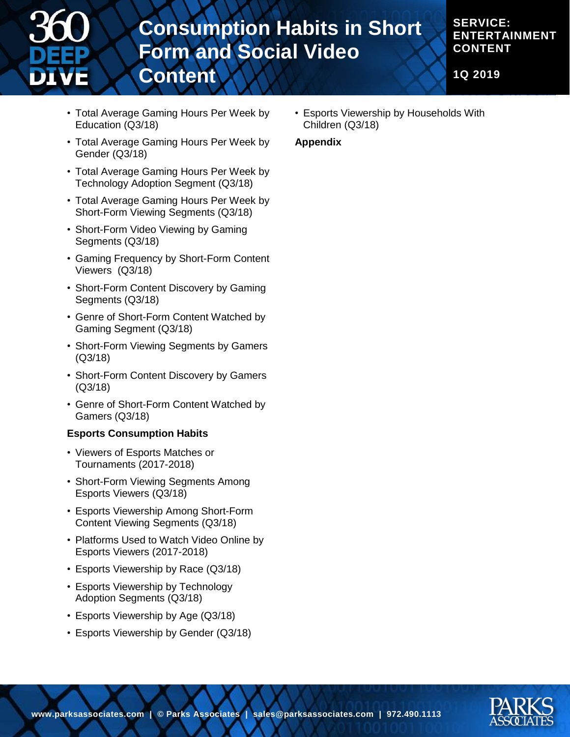- Total Average Gaming Hours Per Week by Education (Q3/18)
- Total Average Gaming Hours Per Week by Gender (Q3/18)
- Total Average Gaming Hours Per Week by Technology Adoption Segment (Q3/18)
- Total Average Gaming Hours Per Week by Short-Form Viewing Segments (Q3/18)
- Short-Form Video Viewing by Gaming Segments (Q3/18)
- Gaming Frequency by Short-Form Content Viewers (Q3/18)
- Short-Form Content Discovery by Gaming Segments (Q3/18)
- Genre of Short-Form Content Watched by Gaming Segment (Q3/18)
- Short-Form Viewing Segments by Gamers (Q3/18)
- Short-Form Content Discovery by Gamers (Q3/18)
- Genre of Short-Form Content Watched by Gamers (Q3/18)

**Esports Consumption Habits**

- Viewers of Esports Matches or Tournaments (2017-2018)
- Short-Form Viewing Segments Among Esports Viewers (Q3/18)
- Esports Viewership Among Short-Form Content Viewing Segments (Q3/18)
- Platforms Used to Watch Video Online by Esports Viewers (2017-2018)
- Esports Viewership by Race (Q3/18)
- Esports Viewership by Technology Adoption Segments (Q3/18)
- Esports Viewership by Age (Q3/18)
- Esports Viewership by Gender (Q3/18)
- Esports Viewership by Households With Children (Q3/18)

**Appendix**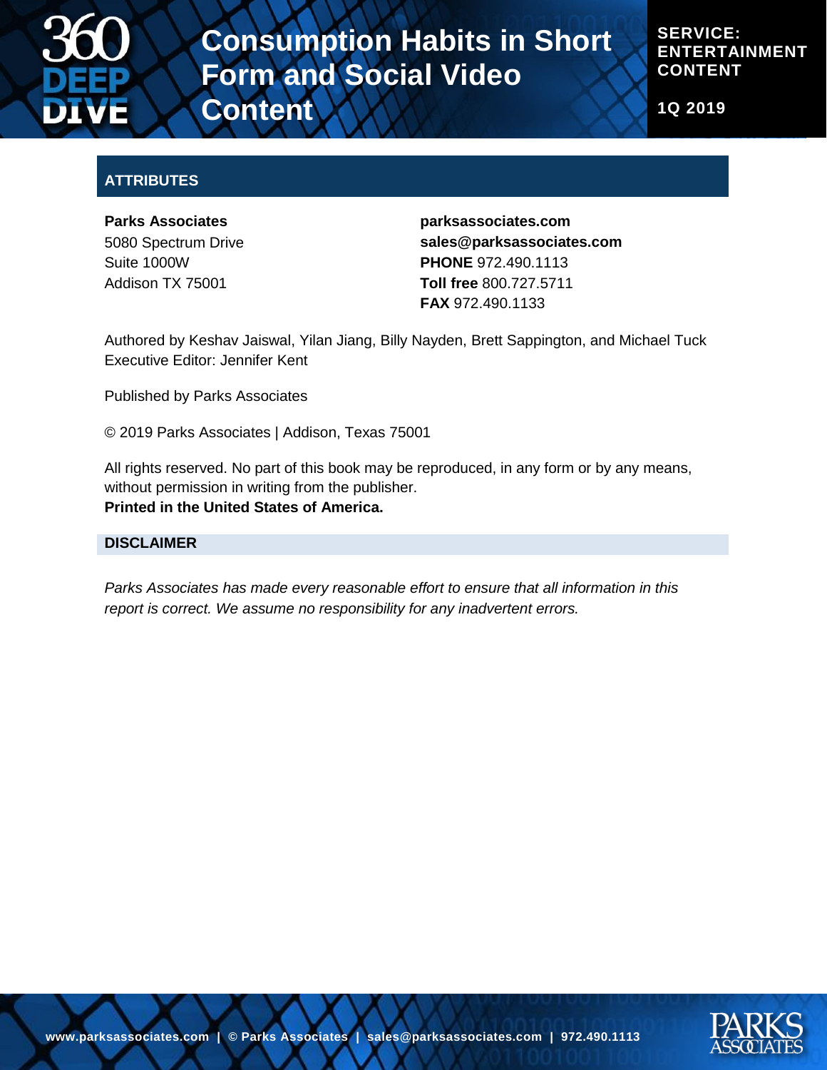## ATTRIBUTES

**Parks Associates**
5080 Spectrum Drive
Suite 1000W
Addison TX 75001

**parksassociates.com**
**sales@parksassociates.com**
**PHONE** 972.490.1113
**Toll free** 800.727.5711
**FAX** 972.490.1133

Authored by Keshav Jaiswal, Yilan Jiang, Billy Nayden, Brett Sappington, and Michael Tuck
Executive Editor: Jennifer Kent

Published by Parks Associates

© 2019 Parks Associates | Addison, Texas 75001

All rights reserved. No part of this book may be reproduced, in any form or by any means, without permission in writing from the publisher.
**Printed in the United States of America.**

## DISCLAIMER

*Parks Associates has made every reasonable effort to ensure that all information in this report is correct. We assume no responsibility for any inadvertent errors.*